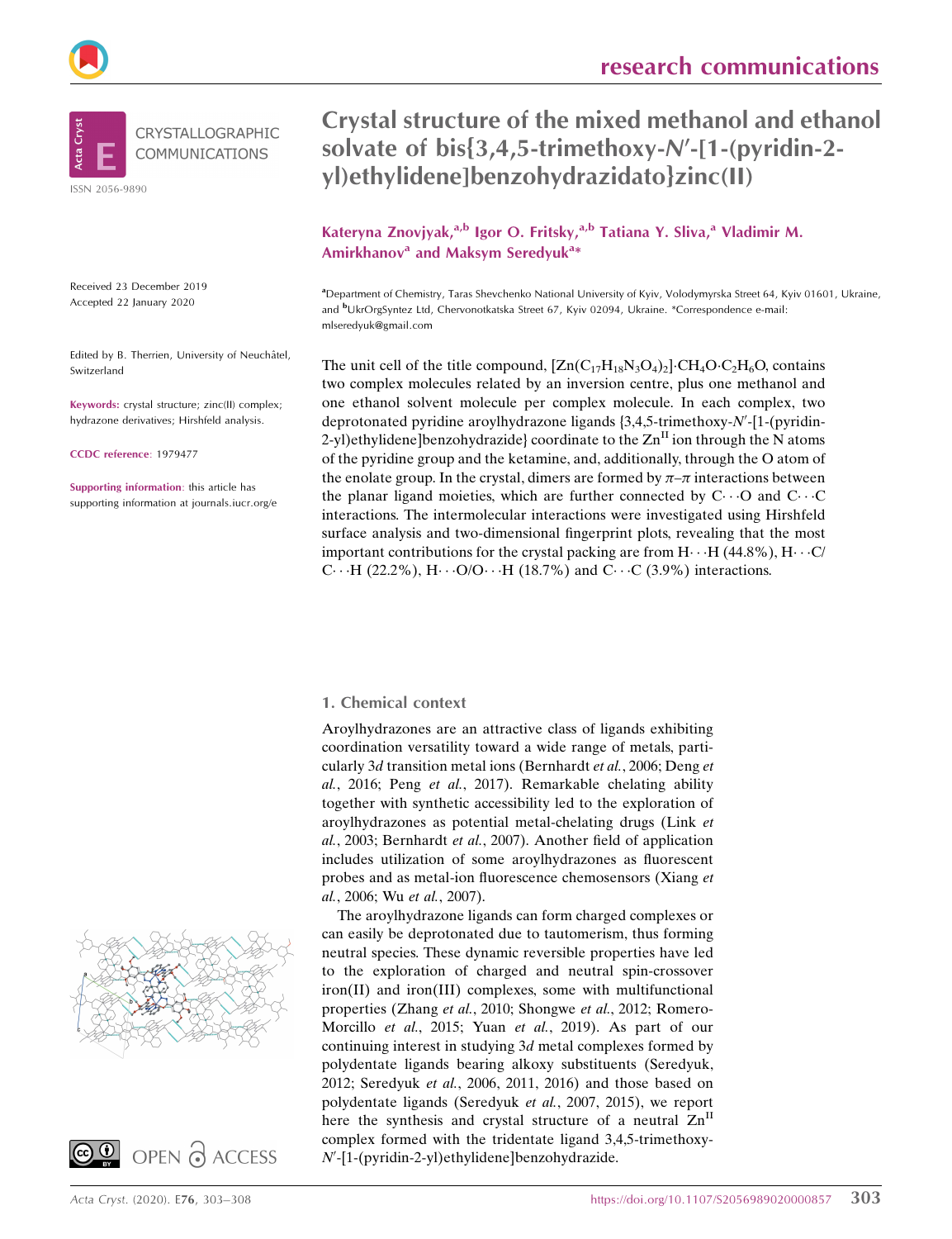CRYSTALLOGRAPHIC COMMUNICATIONS

ISSN 2056-9890

# Crystal structure of the mixed methanol and ethanol solvate of bis{3,4,5-trimethoxy-N′-[1-(pyridin-2-yl)ethylidene]benzohydrazidato}zinc(II)

**Kateryna Znovjyak,[a,b] Igor O. Fritsky,[a,b] Tatiana Y. Sliva,[a] Vladimir M. Amirkhanov[a] and Maksym Seredyuk[a]***

[a]Department of Chemistry, Taras Shevchenko National University of Kyiv, Volodymyrska Street 64, Kyiv 01601, Ukraine, and [b]UkrOrgSyntez Ltd, Chervonotkatska Street 67, Kyiv 02094, Ukraine. *Correspondence e-mail: mlseredyuk@gmail.com

Received 23 December 2019
Accepted 22 January 2020

Edited by B. Therrien, University of Neuchâtel, Switzerland

**Keywords:** crystal structure; zinc(II) complex; hydrazone derivatives; Hirshfeld analysis.

**CCDC reference**: 1979477

**Supporting information**: this article has supporting information at journals.iucr.org/e

The unit cell of the title compound, $[Zn(C_{17}H_{18}N_3O_4)_2]\cdot CH_4O\cdot C_2H_6O$, contains two complex molecules related by an inversion centre, plus one methanol and one ethanol solvent molecule per complex molecule. In each complex, two deprotonated pyridine aroylhydrazone ligands {3,4,5-trimethoxy-N′-[1-(pyridin-2-yl)ethylidene]benzohydrazide} coordinate to the $Zn^{II}$ ion through the N atoms of the pyridine group and the ketamine, and, additionally, through the O atom of the enolate group. In the crystal, dimers are formed by $\pi$–$\pi$ interactions between the planar ligand moieties, which are further connected by C···O and C···C interactions. The intermolecular interactions were investigated using Hirshfeld surface analysis and two-dimensional fingerprint plots, revealing that the most important contributions for the crystal packing are from H···H (44.8%), H···C/C···H (22.2%), H···O/O···H (18.7%) and C···C (3.9%) interactions.

## 1. Chemical context

Aroylhydrazones are an attractive class of ligands exhibiting coordination versatility toward a wide range of metals, particularly 3*d* transition metal ions (Bernhardt *et al.*, 2006; Deng *et al.*, 2016; Peng *et al.*, 2017). Remarkable chelating ability together with synthetic accessibility led to the exploration of aroylhydrazones as potential metal-chelating drugs (Link *et al.*, 2003; Bernhardt *et al.*, 2007). Another field of application includes utilization of some aroylhydrazones as fluorescent probes and as metal-ion fluorescence chemosensors (Xiang *et al.*, 2006; Wu *et al.*, 2007).

The aroylhydrazone ligands can form charged complexes or can easily be deprotonated due to tautomerism, thus forming neutral species. These dynamic reversible properties have led to the exploration of charged and neutral spin-crossover iron(II) and iron(III) complexes, some with multifunctional properties (Zhang *et al.*, 2010; Shongwe *et al.*, 2012; Romero-Morcillo *et al.*, 2015; Yuan *et al.*, 2019). As part of our continuing interest in studying 3*d* metal complexes formed by polydentate ligands bearing alkoxy substituents (Seredyuk, 2012; Seredyuk *et al.*, 2006, 2011, 2016) and those based on polydentate ligands (Seredyuk *et al.*, 2007, 2015), we report here the synthesis and crystal structure of a neutral $Zn^{II}$ complex formed with the tridentate ligand 3,4,5-trimethoxy-N′-[1-(pyridin-2-yl)ethylidene]benzohydrazide.

OPEN ACCESS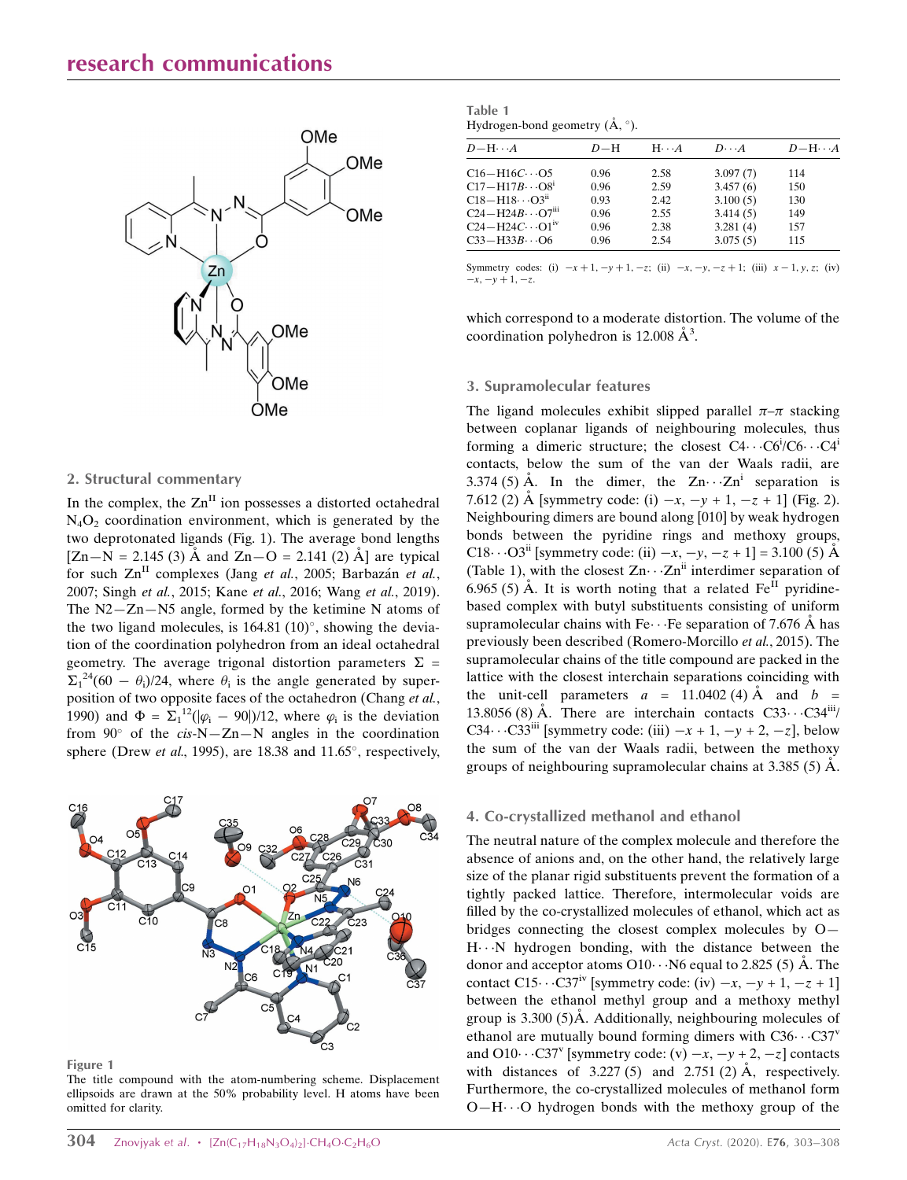## 2. Structural commentary

In the complex, the $Zn^{II}$ ion possesses a distorted octahedral $N_4O_2$ coordination environment, which is generated by the two deprotonated ligands (Fig. 1). The average bond lengths [Zn—N = 2.145 (3) Å and Zn—O = 2.141 (2) Å] are typical for such $Zn^{II}$ complexes (Jang *et al.*, 2005; Barbazán *et al.*, 2007; Singh *et al.*, 2015; Kane *et al.*, 2016; Wang *et al.*, 2019). The N2—Zn—N5 angle, formed by the ketimine N atoms of the two ligand molecules, is 164.81 (10)°, showing the deviation of the coordination polyhedron from an ideal octahedral geometry. The average trigonal distortion parameters $\Sigma = \Sigma_1^{24}(60 - \theta_i)/24$, where $\theta_i$ is the angle generated by superposition of two opposite faces of the octahedron (Chang *et al.*, 1990) and $\Phi = \Sigma_1^{12}(|\varphi_i - 90|)/12$, where $\varphi_i$ is the deviation from 90° of the *cis*-N—Zn—N angles in the coordination sphere (Drew *et al.*, 1995), are 18.38 and 11.65°, respectively, which correspond to a moderate distortion. The volume of the coordination polyhedron is 12.008 Å$^3$.

Figure 1
The title compound with the atom-numbering scheme. Displacement ellipsoids are drawn at the 50% probability level. H atoms have been omitted for clarity.

Table 1
Hydrogen-bond geometry (Å, °).

| *D*—H···*A* | *D*—H | H···*A* | *D*···*A* | *D*—H···*A* |
|---|---|---|---|---|
| C16—H16*C*···O5 | 0.96 | 2.58 | 3.097 (7) | 114 |
| C17—H17*B*···O8$^{i}$ | 0.96 | 2.59 | 3.457 (6) | 150 |
| C18—H18···O3$^{ii}$ | 0.93 | 2.42 | 3.100 (5) | 130 |
| C24—H24*B*···O7$^{iii}$ | 0.96 | 2.55 | 3.414 (5) | 149 |
| C24—H24*C*···O1$^{iv}$ | 0.96 | 2.38 | 3.281 (4) | 157 |
| C33—H33*B*···O6 | 0.96 | 2.54 | 3.075 (5) | 115 |

Symmetry codes: (i) $-x+1, -y+1, -z$; (ii) $-x, -y, -z+1$; (iii) $x-1, y, z$; (iv) $-x, -y+1, -z$.

## 3. Supramolecular features

The ligand molecules exhibit slipped parallel π–π stacking between coplanar ligands of neighbouring molecules, thus forming a dimeric structure; the closest C4···C6$^{i}$/C6···C4$^{i}$ contacts, below the sum of the van der Waals radii, are 3.374 (5) Å. In the dimer, the Zn···Zn$^{i}$ separation is 7.612 (2) Å [symmetry code: (i) $-x, -y+1, -z+1$] (Fig. 2). Neighbouring dimers are bound along [010] by weak hydrogen bonds between the pyridine rings and methoxy groups, C18···O3$^{ii}$ [symmetry code: (ii) $-x, -y, -z+1$] = 3.100 (5) Å (Table 1), with the closest Zn···Zn$^{ii}$ interdimer separation of 6.965 (5) Å. It is worth noting that a related $Fe^{II}$ pyridine-based complex with butyl substituents consisting of uniform supramolecular chains with Fe···Fe separation of 7.676 Å has previously been described (Romero-Morcillo *et al.*, 2015). The supramolecular chains of the title compound are packed in the lattice with the closest interchain separations coinciding with the unit-cell parameters *a* = 11.0402 (4) Å and *b* = 13.8056 (8) Å. There are interchain contacts C33···C34$^{iii}$/C34···C33$^{iii}$ [symmetry code: (iii) $-x+1, -y+2, -z$], below the sum of the van der Waals radii, between the methoxy groups of neighbouring supramolecular chains at 3.385 (5) Å.

## 4. Co-crystallized methanol and ethanol

The neutral nature of the complex molecule and therefore the absence of anions and, on the other hand, the relatively large size of the planar rigid substituents prevent the formation of a tightly packed lattice. Therefore, intermolecular voids are filled by the co-crystallized molecules of ethanol, which act as bridges connecting the closest complex molecules by O—H···N hydrogen bonding, with the distance between the donor and acceptor atoms O10···N6 equal to 2.825 (5) Å. The contact C15···C37$^{iv}$ [symmetry code: (iv) $-x, -y+1, -z+1$] between the ethanol methyl group and a methoxy methyl group is 3.300 (5)Å. Additionally, neighbouring molecules of ethanol are mutually bound forming dimers with C36···C37$^{v}$ and O10···C37$^{v}$ [symmetry code: (v) $-x, -y+2, -z$] contacts with distances of 3.227 (5) and 2.751 (2) Å, respectively. Furthermore, the co-crystallized molecules of methanol form O—H···O hydrogen bonds with the methoxy group of the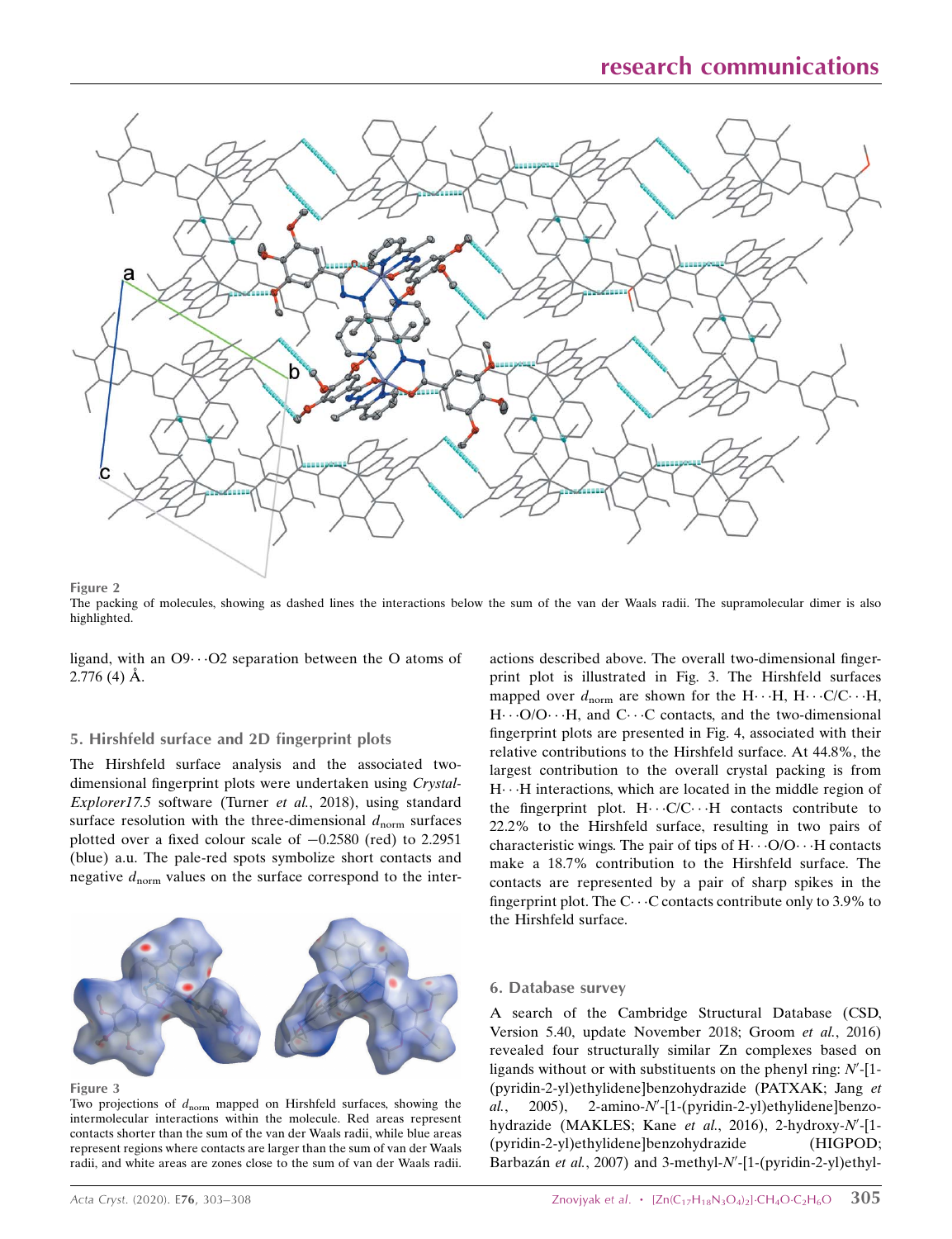Figure 2

The packing of molecules, showing as dashed lines the interactions below the sum of the van der Waals radii. The supramolecular dimer is also highlighted.

ligand, with an O9···O2 separation between the O atoms of 2.776 (4) Å.

## 5. Hirshfeld surface and 2D fingerprint plots

The Hirshfeld surface analysis and the associated two-dimensional fingerprint plots were undertaken using *CrystalExplorer17.5* software (Turner *et al.*, 2018), using standard surface resolution with the three-dimensional $d_{norm}$ surfaces plotted over a fixed colour scale of −0.2580 (red) to 2.2951 (blue) a.u. The pale-red spots symbolize short contacts and negative $d_{norm}$ values on the surface correspond to the interactions described above. The overall two-dimensional fingerprint plot is illustrated in Fig. 3. The Hirshfeld surfaces mapped over $d_{norm}$ are shown for the H···H, H···C/C···H, H···O/O···H, and C···C contacts, and the two-dimensional fingerprint plots are presented in Fig. 4, associated with their relative contributions to the Hirshfeld surface. At 44.8%, the largest contribution to the overall crystal packing is from H···H interactions, which are located in the middle region of the fingerprint plot. H···C/C···H contacts contribute to 22.2% to the Hirshfeld surface, resulting in two pairs of characteristic wings. The pair of tips of H···O/O···H contacts make a 18.7% contribution to the Hirshfeld surface. The contacts are represented by a pair of sharp spikes in the fingerprint plot. The C···C contacts contribute only to 3.9% to the Hirshfeld surface.

Figure 3

Two projections of $d_{norm}$ mapped on Hirshfeld surfaces, showing the intermolecular interactions within the molecule. Red areas represent contacts shorter than the sum of the van der Waals radii, while blue areas represent regions where contacts are larger than the sum of van der Waals radii, and white areas are zones close to the sum of van der Waals radii.

## 6. Database survey

A search of the Cambridge Structural Database (CSD, Version 5.40, update November 2018; Groom *et al.*, 2016) revealed four structurally similar Zn complexes based on ligands without or with substituents on the phenyl ring: *N*′-[1-(pyridin-2-yl)ethylidene]benzohydrazide (PATXAK; Jang *et al.*, 2005), 2-amino-*N*′-[1-(pyridin-2-yl)ethylidene]benzohydrazide (MAKLES; Kane *et al.*, 2016), 2-hydroxy-*N*′-[1-(pyridin-2-yl)ethylidene]benzohydrazide (HIGPOD; Barbazán *et al.*, 2007) and 3-methyl-*N*′-[1-(pyridin-2-yl)ethyl-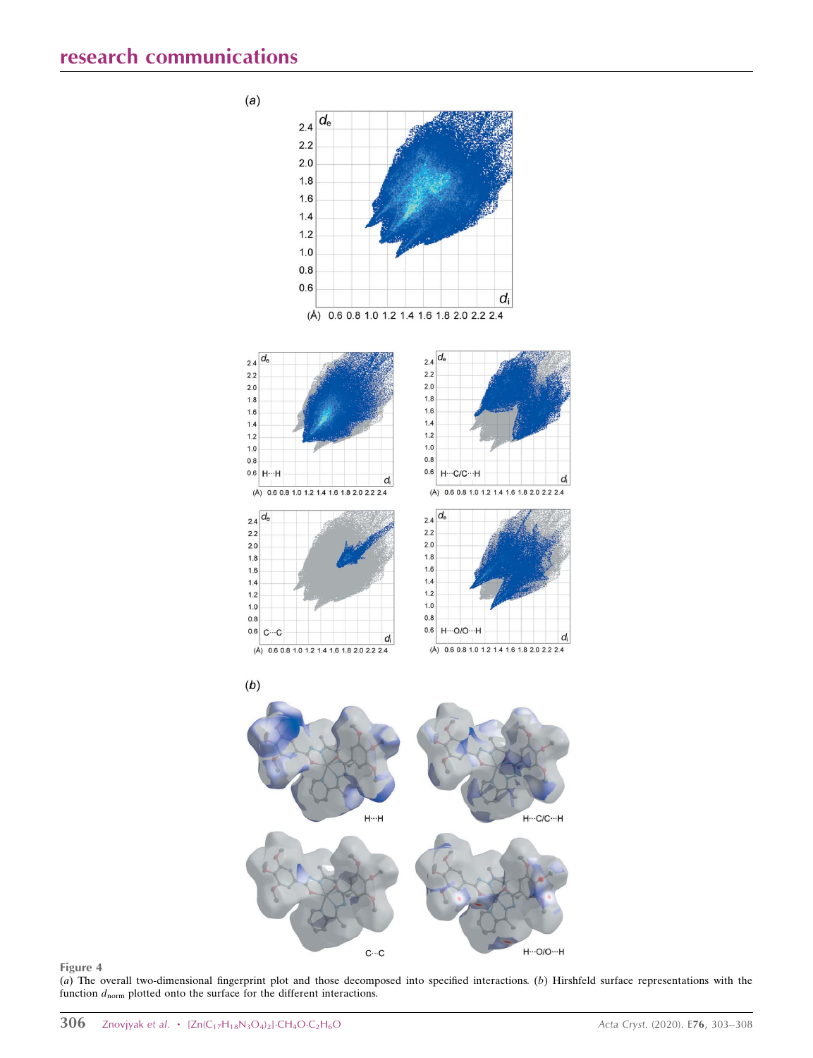**Figure 4**

(*a*) The overall two-dimensional fingerprint plot and those decomposed into specified interactions. (*b*) Hirshfeld surface representations with the function $d_{norm}$ plotted onto the surface for the different interactions.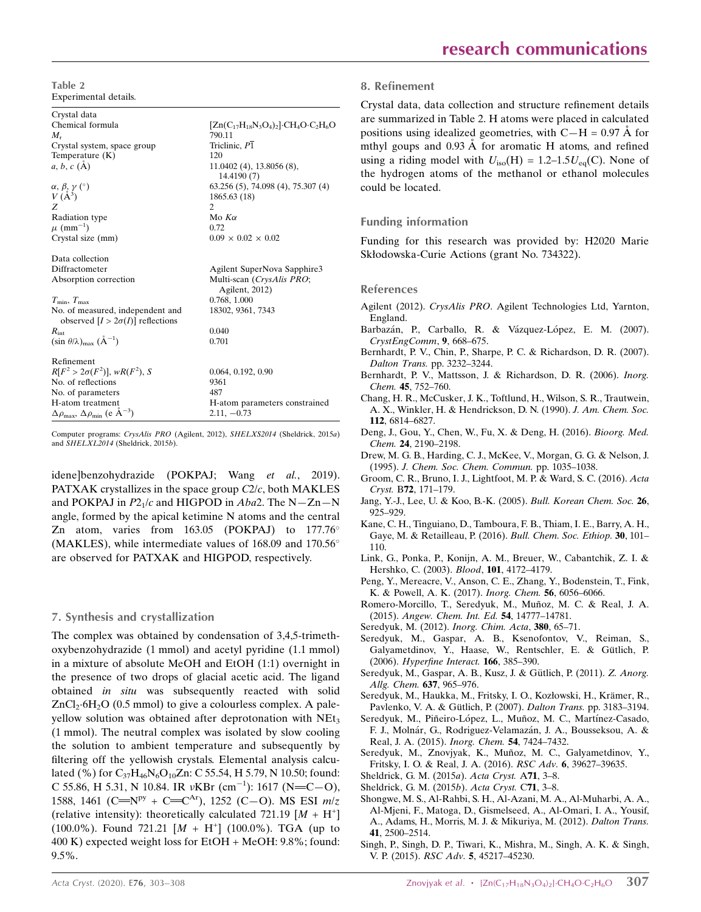**Table 2**
Experimental details.

| | |
|---|---|
| Crystal data | |
| Chemical formula | $[Zn(C_{17}H_{18}N_3O_4)_2]\cdot CH_4O\cdot C_2H_6O$ |
| $M_r$ | 790.11 |
| Crystal system, space group | Triclinic, $P\overline{1}$ |
| Temperature (K) | 120 |
| $a$, $b$, $c$ (Å) | 11.0402 (4), 13.8056 (8), 14.4190 (7) |
| $\alpha$, $\beta$, $\gamma$ (°) | 63.256 (5), 74.098 (4), 75.307 (4) |
| $V$ (Å$^3$) | 1865.63 (18) |
| $Z$ | 2 |
| Radiation type | Mo $K\alpha$ |
| $\mu$ (mm$^{-1}$) | 0.72 |
| Crystal size (mm) | 0.09 × 0.02 × 0.02 |
| Data collection | |
| Diffractometer | Agilent SuperNova Sapphire3 |
| Absorption correction | Multi-scan (*CrysAlis PRO*; Agilent, 2012) |
| $T_{min}$, $T_{max}$ | 0.768, 1.000 |
| No. of measured, independent and observed [$I > 2\sigma(I)$] reflections | 18302, 9361, 7343 |
| $R_{int}$ | 0.040 |
| $(\sin \theta/\lambda)_{max}$ (Å$^{-1}$) | 0.701 |
| Refinement | |
| $R[F^2 > 2\sigma(F^2)]$, $wR(F^2)$, $S$ | 0.064, 0.192, 0.90 |
| No. of reflections | 9361 |
| No. of parameters | 487 |
| H-atom treatment | H-atom parameters constrained |
| $\Delta\rho_{max}$, $\Delta\rho_{min}$ (e Å$^{-3}$) | 2.11, −0.73 |

Computer programs: *CrysAlis PRO* (Agilent, 2012), *SHELXS2014* (Sheldrick, 2015*a*) and *SHELXL2014* (Sheldrick, 2015*b*).

idene]benzohydrazide (POKPAJ; Wang *et al.*, 2019). PATXAK crystallizes in the space group $C2/c$, both MAKLES and POKPAJ in $P2_1/c$ and HIGPOD in $Aba2$. The N—Zn—N angle, formed by the apical ketimine N atoms and the central Zn atom, varies from 163.05 (POKPAJ) to 177.76° (MAKLES), while intermediate values of 168.09 and 170.56° are observed for PATXAK and HIGPOD, respectively.

## 7. Synthesis and crystallization

The complex was obtained by condensation of 3,4,5-trimethoxybenzohydrazide (1 mmol) and acetyl pyridine (1.1 mmol) in a mixture of absolute MeOH and EtOH (1:1) overnight in the presence of two drops of glacial acetic acid. The ligand obtained *in situ* was subsequently reacted with solid $ZnCl_2\cdot 6H_2O$ (0.5 mmol) to give a colourless complex. A pale-yellow solution was obtained after deprotonation with $NEt_3$ (1 mmol). The neutral complex was isolated by slow cooling the solution to ambient temperature and subsequently by filtering off the yellowish crystals. Elemental analysis calculated (%) for $C_{37}H_{46}N_6O_{10}Zn$: C 55.54, H 5.79, N 10.50; found: C 55.86, H 5.31, N 10.84. IR $\nu$KBr (cm$^{-1}$): 1617 (N=C—O), 1588, 1461 (C=N$^{py}$ + C=C$^{Ar}$), 1252 (C—O). MS ESI $m/z$ (relative intensity): theoretically calculated 721.19 [$M$ + H$^+$] (100.0%). Found 721.21 [$M$ + H$^+$] (100.0%). TGA (up to 400 K) expected weight loss for EtOH + MeOH: 9.8%; found: 9.5%.

## 8. Refinement

Crystal data, data collection and structure refinement details are summarized in Table 2. H atoms were placed in calculated positions using idealized geometries, with C—H = 0.97 Å for mthyl goups and 0.93 Å for aromatic H atoms, and refined using a riding model with $U_{iso}(H) = 1.2–1.5U_{eq}(C)$. None of the hydrogen atoms of the methanol or ethanol molecules could be located.

## Funding information

Funding for this research was provided by: H2020 Marie Skłodowska-Curie Actions (grant No. 734322).

## References

Agilent (2012). *CrysAlis PRO*. Agilent Technologies Ltd, Yarnton, England.

Barbazán, P., Carballo, R. & Vázquez-López, E. M. (2007). *CrystEngComm*, **9**, 668–675.

Bernhardt, P. V., Chin, P., Sharpe, P. C. & Richardson, D. R. (2007). *Dalton Trans.* pp. 3232–3244.

Bernhardt, P. V., Mattsson, J. & Richardson, D. R. (2006). *Inorg. Chem.* **45**, 752–760.

Chang, H. R., McCusker, J. K., Toftlund, H., Wilson, S. R., Trautwein, A. X., Winkler, H. & Hendrickson, D. N. (1990). *J. Am. Chem. Soc.* **112**, 6814–6827.

Deng, J., Gou, Y., Chen, W., Fu, X. & Deng, H. (2016). *Bioorg. Med. Chem.* **24**, 2190–2198.

Drew, M. G. B., Harding, C. J., McKee, V., Morgan, G. G. & Nelson, J. (1995). *J. Chem. Soc. Chem. Commun.* pp. 1035–1038.

Groom, C. R., Bruno, I. J., Lightfoot, M. P. & Ward, S. C. (2016). *Acta Cryst.* B**72**, 171–179.

Jang, Y.-J., Lee, U. & Koo, B.-K. (2005). *Bull. Korean Chem. Soc.* **26**, 925–929.

Kane, C. H., Tinguiano, D., Tamboura, F. B., Thiam, I. E., Barry, A. H., Gaye, M. & Retailleau, P. (2016). *Bull. Chem. Soc. Ethiop.* **30**, 101–110.

Link, G., Ponka, P., Konijn, A. M., Breuer, W., Cabantchik, Z. I. & Hershko, C. (2003). *Blood*, **101**, 4172–4179.

Peng, Y., Mereacre, V., Anson, C. E., Zhang, Y., Bodenstein, T., Fink, K. & Powell, A. K. (2017). *Inorg. Chem.* **56**, 6056–6066.

Romero-Morcillo, T., Seredyuk, M., Muñoz, M. C. & Real, J. A. (2015). *Angew. Chem. Int. Ed.* **54**, 14777–14781.

Seredyuk, M. (2012). *Inorg. Chim. Acta*, **380**, 65–71.

Seredyuk, M., Gaspar, A. B., Ksenofontov, V., Reiman, S., Galyametdinov, Y., Haase, W., Rentschler, E. & Gütlich, P. (2006). *Hyperfine Interact.* **166**, 385–390.

Seredyuk, M., Gaspar, A. B., Kusz, J. & Gütlich, P. (2011). *Z. Anorg. Allg. Chem.* **637**, 965–976.

Seredyuk, M., Haukka, M., Fritsky, I. O., Kozłowski, H., Krämer, R., Pavlenko, V. A. & Gütlich, P. (2007). *Dalton Trans.* pp. 3183–3194.

Seredyuk, M., Piñeiro-López, L., Muñoz, M. C., Martínez-Casado, F. J., Molnár, G., Rodriguez-Velamazán, J. A., Bousseksou, A. & Real, J. A. (2015). *Inorg. Chem.* **54**, 7424–7432.

Seredyuk, M., Znovjyak, K., Muñoz, M. C., Galyametdinov, Y., Fritsky, I. O. & Real, J. A. (2016). *RSC Adv.* **6**, 39627–39635.

Sheldrick, G. M. (2015*a*). *Acta Cryst.* A**71**, 3–8.

Sheldrick, G. M. (2015*b*). *Acta Cryst.* C**71**, 3–8.

Shongwe, M. S., Al-Rahbi, S. H., Al-Azani, M. A., Al-Muharbi, A. A., Al-Mjeni, F., Matoga, D., Gismelseed, A., Al-Omari, I. A., Yousif, A., Adams, H., Morris, M. J. & Mikuriya, M. (2012). *Dalton Trans.* **41**, 2500–2514.

Singh, P., Singh, D. P., Tiwari, K., Mishra, M., Singh, A. K. & Singh, V. P. (2015). *RSC Adv.* **5**, 45217–45230.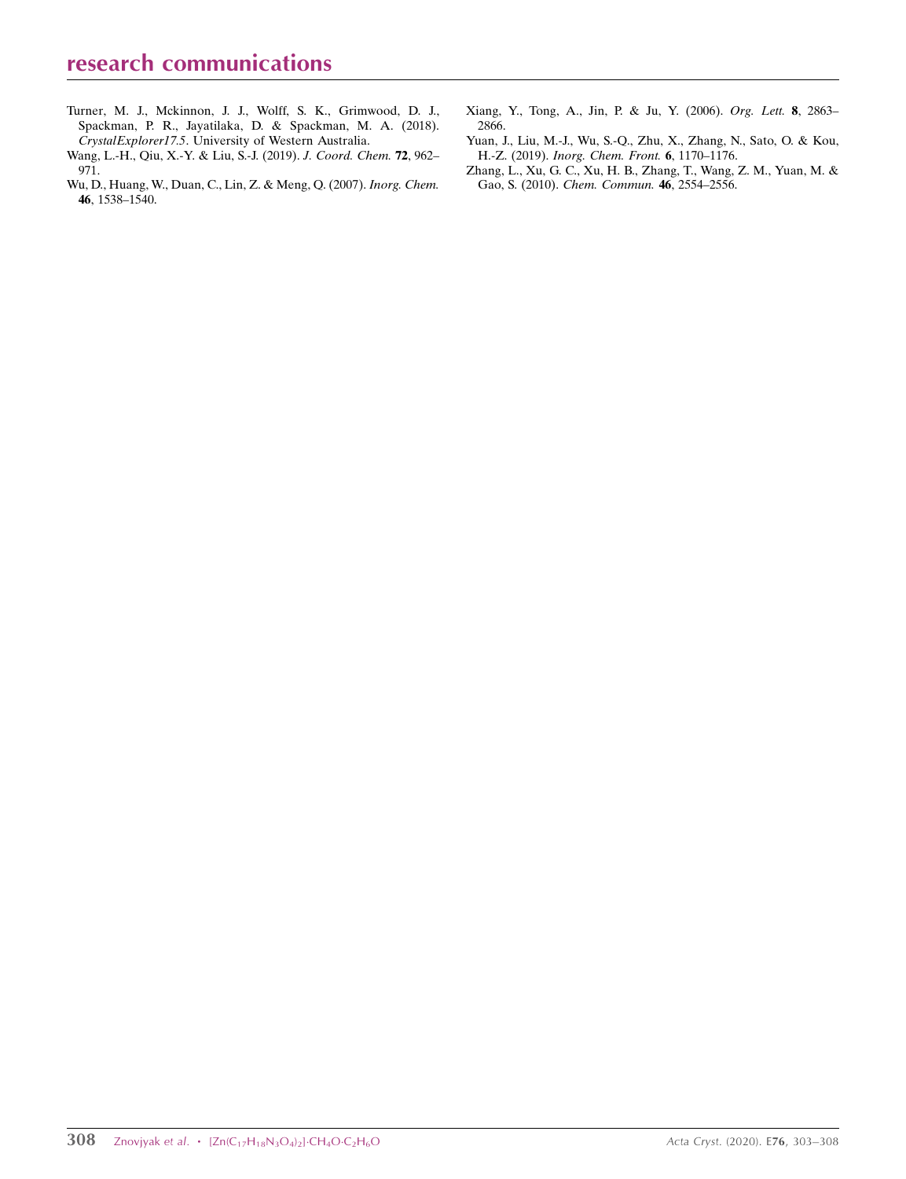Turner, M. J., Mckinnon, J. J., Wolff, S. K., Grimwood, D. J., Spackman, P. R., Jayatilaka, D. & Spackman, M. A. (2018). *CrystalExplorer17.5*. University of Western Australia.

Wang, L.-H., Qiu, X.-Y. & Liu, S.-J. (2019). *J. Coord. Chem.* **72**, 962–971.

Wu, D., Huang, W., Duan, C., Lin, Z. & Meng, Q. (2007). *Inorg. Chem.* **46**, 1538–1540.

Xiang, Y., Tong, A., Jin, P. & Ju, Y. (2006). *Org. Lett.* **8**, 2863–2866.

Yuan, J., Liu, M.-J., Wu, S.-Q., Zhu, X., Zhang, N., Sato, O. & Kou, H.-Z. (2019). *Inorg. Chem. Front.* **6**, 1170–1176.

Zhang, L., Xu, G. C., Xu, H. B., Zhang, T., Wang, Z. M., Yuan, M. & Gao, S. (2010). *Chem. Commun.* **46**, 2554–2556.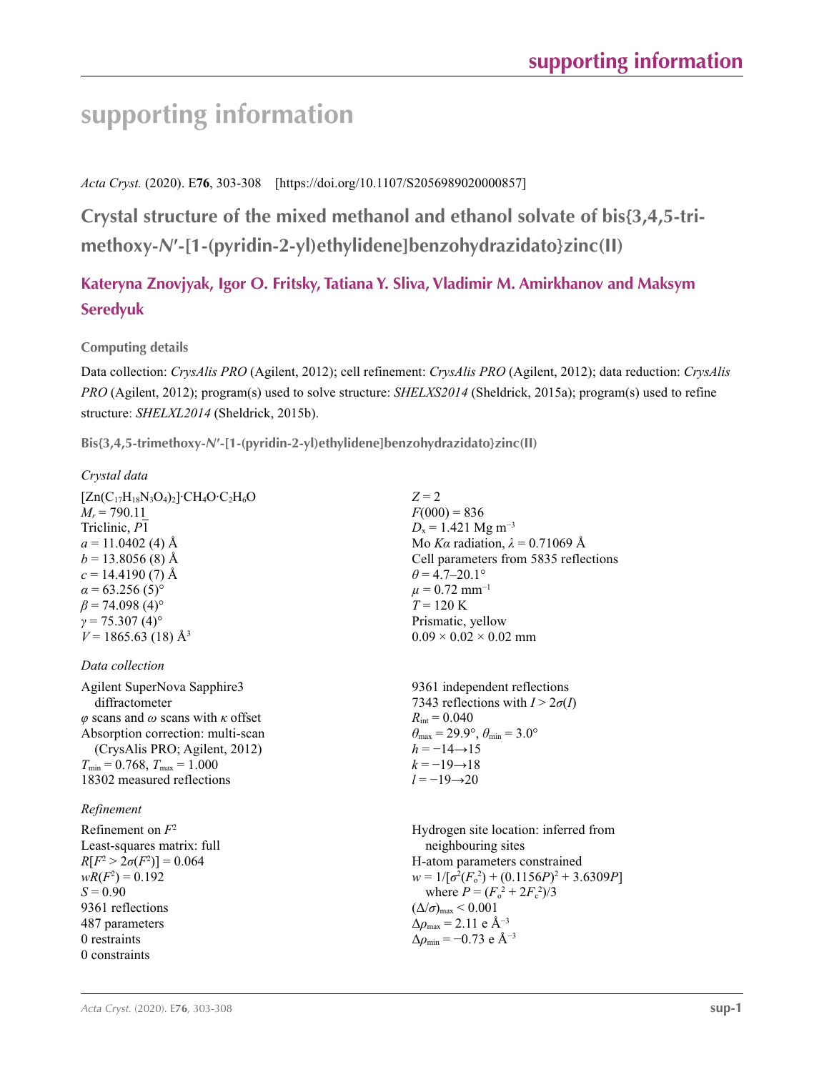# supporting information

*Acta Cryst.* (2020). E**76**, 303-308    [https://doi.org/10.1107/S2056989020000857]

## Crystal structure of the mixed methanol and ethanol solvate of bis{3,4,5-trimethoxy-*N*′-[1-(pyridin-2-yl)ethylidene]benzohydrazidato}zinc(II)

**Kateryna Znovjyak, Igor O. Fritsky, Tatiana Y. Sliva, Vladimir M. Amirkhanov and Maksym Seredyuk**

### Computing details

Data collection: *CrysAlis PRO* (Agilent, 2012); cell refinement: *CrysAlis PRO* (Agilent, 2012); data reduction: *CrysAlis PRO* (Agilent, 2012); program(s) used to solve structure: *SHELXS2014* (Sheldrick, 2015a); program(s) used to refine structure: *SHELXL2014* (Sheldrick, 2015b).

### Bis{3,4,5-trimethoxy-*N*′-[1-(pyridin-2-yl)ethylidene]benzohydrazidato}zinc(II)

*Crystal data*

$[Zn(C_{17}H_{18}N_3O_4)_2]\cdot CH_4O\cdot C_2H_6O$
$M_r = 790.11$
Triclinic, $P\overline{1}$
$a = 11.0402$ (4) Å
$b = 13.8056$ (8) Å
$c = 14.4190$ (7) Å
$\alpha = 63.256$ (5)°
$\beta = 74.098$ (4)°
$\gamma = 75.307$ (4)°
$V = 1865.63$ (18) Å$^3$
$Z = 2$
$F(000) = 836$
$D_x = 1.421$ Mg m$^{-3}$
Mo $K\alpha$ radiation, $\lambda = 0.71069$ Å
Cell parameters from 5835 reflections
$\theta = 4.7$–$20.1$°
$\mu = 0.72$ mm$^{-1}$
$T = 120$ K
Prismatic, yellow
$0.09 \times 0.02 \times 0.02$ mm

*Data collection*

Agilent SuperNova Sapphire3 diffractometer
$\varphi$ scans and $\omega$ scans with $\kappa$ offset
Absorption correction: multi-scan (CrysAlis PRO; Agilent, 2012)
$T_{min} = 0.768$, $T_{max} = 1.000$
18302 measured reflections
9361 independent reflections
7343 reflections with $I > 2\sigma(I)$
$R_{int} = 0.040$
$\theta_{max} = 29.9$°, $\theta_{min} = 3.0$°
$h = -14 \rightarrow 15$
$k = -19 \rightarrow 18$
$l = -19 \rightarrow 20$

*Refinement*

Refinement on $F^2$
Least-squares matrix: full
$R[F^2 > 2\sigma(F^2)] = 0.064$
$wR(F^2) = 0.192$
$S = 0.90$
9361 reflections
487 parameters
0 restraints
0 constraints
Hydrogen site location: inferred from neighbouring sites
H-atom parameters constrained
$w = 1/[\sigma^2(F_o^2) + (0.1156P)^2 + 3.6309P]$ where $P = (F_o^2 + 2F_c^2)/3$
$(\Delta/\sigma)_{max} < 0.001$
$\Delta\rho_{max} = 2.11$ e Å$^{-3}$
$\Delta\rho_{min} = -0.73$ e Å$^{-3}$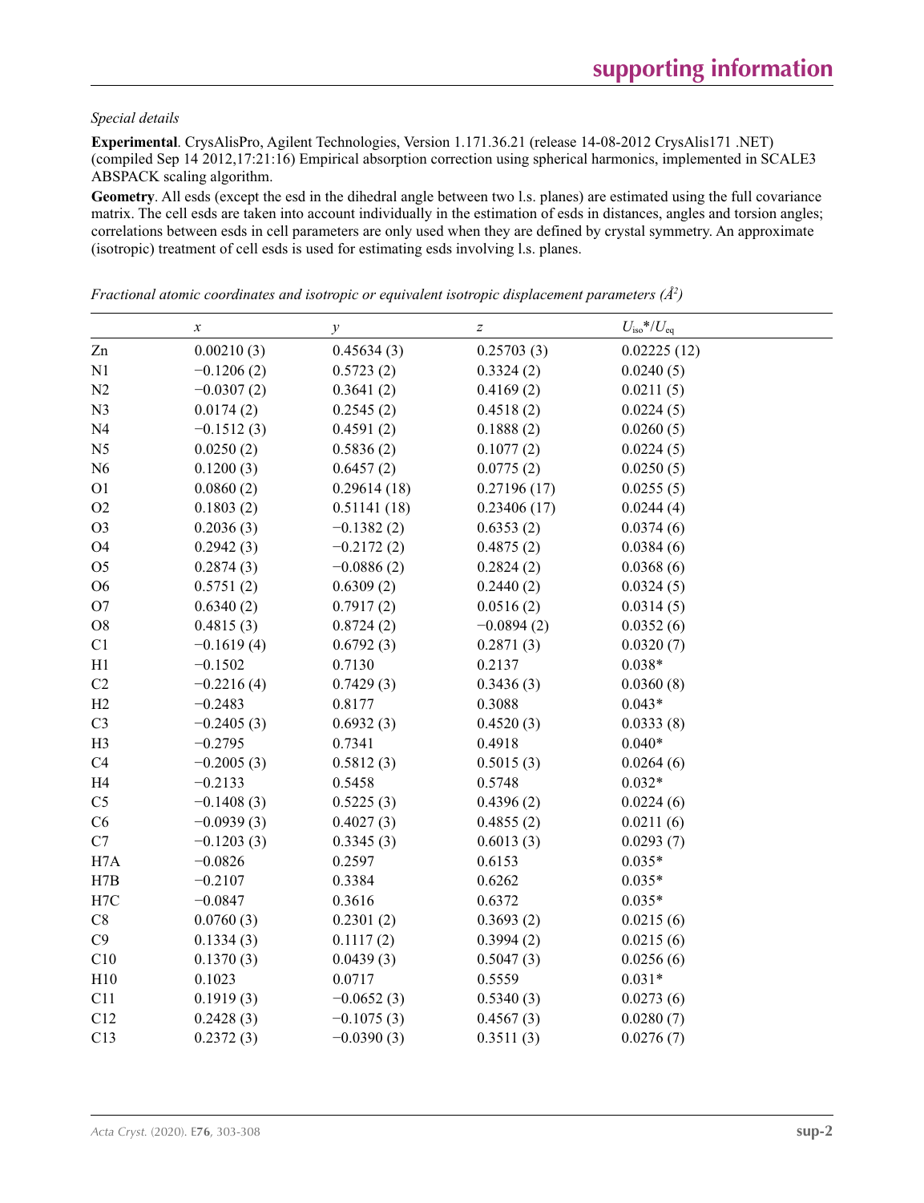*Special details*

**Experimental**. CrysAlisPro, Agilent Technologies, Version 1.171.36.21 (release 14-08-2012 CrysAlis171 .NET) (compiled Sep 14 2012,17:21:16) Empirical absorption correction using spherical harmonics, implemented in SCALE3 ABSPACK scaling algorithm.

**Geometry**. All esds (except the esd in the dihedral angle between two l.s. planes) are estimated using the full covariance matrix. The cell esds are taken into account individually in the estimation of esds in distances, angles and torsion angles; correlations between esds in cell parameters are only used when they are defined by crystal symmetry. An approximate (isotropic) treatment of cell esds is used for estimating esds involving l.s. planes.

*Fractional atomic coordinates and isotropic or equivalent isotropic displacement parameters (Å²)*

| | $x$ | $y$ | $z$ | $U_{iso}$*/$U_{eq}$ |
|---|---|---|---|---|
| Zn | 0.00210 (3) | 0.45634 (3) | 0.25703 (3) | 0.02225 (12) |
| N1 | −0.1206 (2) | 0.5723 (2) | 0.3324 (2) | 0.0240 (5) |
| N2 | −0.0307 (2) | 0.3641 (2) | 0.4169 (2) | 0.0211 (5) |
| N3 | 0.0174 (2) | 0.2545 (2) | 0.4518 (2) | 0.0224 (5) |
| N4 | −0.1512 (3) | 0.4591 (2) | 0.1888 (2) | 0.0260 (5) |
| N5 | 0.0250 (2) | 0.5836 (2) | 0.1077 (2) | 0.0224 (5) |
| N6 | 0.1200 (3) | 0.6457 (2) | 0.0775 (2) | 0.0250 (5) |
| O1 | 0.0860 (2) | 0.29614 (18) | 0.27196 (17) | 0.0255 (5) |
| O2 | 0.1803 (2) | 0.51141 (18) | 0.23406 (17) | 0.0244 (4) |
| O3 | 0.2036 (3) | −0.1382 (2) | 0.6353 (2) | 0.0374 (6) |
| O4 | 0.2942 (3) | −0.2172 (2) | 0.4875 (2) | 0.0384 (6) |
| O5 | 0.2874 (3) | −0.0886 (2) | 0.2824 (2) | 0.0368 (6) |
| O6 | 0.5751 (2) | 0.6309 (2) | 0.2440 (2) | 0.0324 (5) |
| O7 | 0.6340 (2) | 0.7917 (2) | 0.0516 (2) | 0.0314 (5) |
| O8 | 0.4815 (3) | 0.8724 (2) | −0.0894 (2) | 0.0352 (6) |
| C1 | −0.1619 (4) | 0.6792 (3) | 0.2871 (3) | 0.0320 (7) |
| H1 | −0.1502 | 0.7130 | 0.2137 | 0.038* |
| C2 | −0.2216 (4) | 0.7429 (3) | 0.3436 (3) | 0.0360 (8) |
| H2 | −0.2483 | 0.8177 | 0.3088 | 0.043* |
| C3 | −0.2405 (3) | 0.6932 (3) | 0.4520 (3) | 0.0333 (8) |
| H3 | −0.2795 | 0.7341 | 0.4918 | 0.040* |
| C4 | −0.2005 (3) | 0.5812 (3) | 0.5015 (3) | 0.0264 (6) |
| H4 | −0.2133 | 0.5458 | 0.5748 | 0.032* |
| C5 | −0.1408 (3) | 0.5225 (3) | 0.4396 (2) | 0.0224 (6) |
| C6 | −0.0939 (3) | 0.4027 (3) | 0.4855 (2) | 0.0211 (6) |
| C7 | −0.1203 (3) | 0.3345 (3) | 0.6013 (3) | 0.0293 (7) |
| H7A | −0.0826 | 0.2597 | 0.6153 | 0.035* |
| H7B | −0.2107 | 0.3384 | 0.6262 | 0.035* |
| H7C | −0.0847 | 0.3616 | 0.6372 | 0.035* |
| C8 | 0.0760 (3) | 0.2301 (2) | 0.3693 (2) | 0.0215 (6) |
| C9 | 0.1334 (3) | 0.1117 (2) | 0.3994 (2) | 0.0215 (6) |
| C10 | 0.1370 (3) | 0.0439 (3) | 0.5047 (3) | 0.0256 (6) |
| H10 | 0.1023 | 0.0717 | 0.5559 | 0.031* |
| C11 | 0.1919 (3) | −0.0652 (3) | 0.5340 (3) | 0.0273 (6) |
| C12 | 0.2428 (3) | −0.1075 (3) | 0.4567 (3) | 0.0280 (7) |
| C13 | 0.2372 (3) | −0.0390 (3) | 0.3511 (3) | 0.0276 (7) |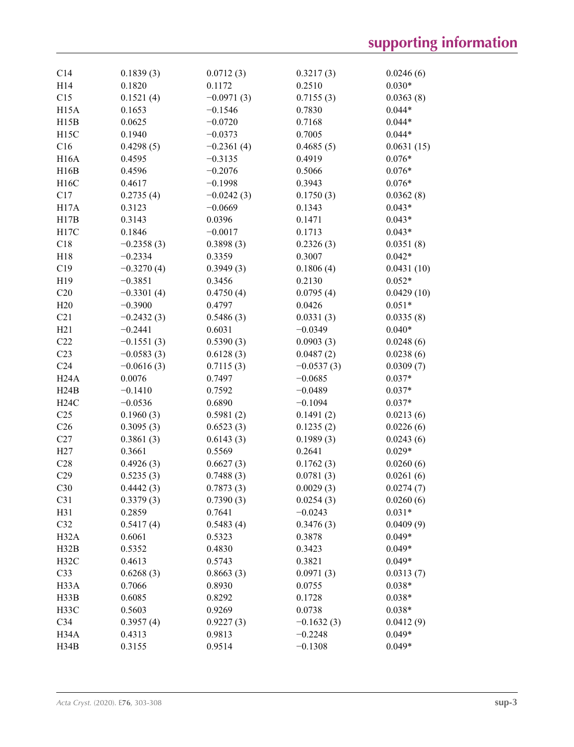| | | | | |
|---|---|---|---|---|
| C14 | 0.1839 (3) | 0.0712 (3) | 0.3217 (3) | 0.0246 (6) |
| H14 | 0.1820 | 0.1172 | 0.2510 | 0.030* |
| C15 | 0.1521 (4) | −0.0971 (3) | 0.7155 (3) | 0.0363 (8) |
| H15A | 0.1653 | −0.1546 | 0.7830 | 0.044* |
| H15B | 0.0625 | −0.0720 | 0.7168 | 0.044* |
| H15C | 0.1940 | −0.0373 | 0.7005 | 0.044* |
| C16 | 0.4298 (5) | −0.2361 (4) | 0.4685 (5) | 0.0631 (15) |
| H16A | 0.4595 | −0.3135 | 0.4919 | 0.076* |
| H16B | 0.4596 | −0.2076 | 0.5066 | 0.076* |
| H16C | 0.4617 | −0.1998 | 0.3943 | 0.076* |
| C17 | 0.2735 (4) | −0.0242 (3) | 0.1750 (3) | 0.0362 (8) |
| H17A | 0.3123 | −0.0669 | 0.1343 | 0.043* |
| H17B | 0.3143 | 0.0396 | 0.1471 | 0.043* |
| H17C | 0.1846 | −0.0017 | 0.1713 | 0.043* |
| C18 | −0.2358 (3) | 0.3898 (3) | 0.2326 (3) | 0.0351 (8) |
| H18 | −0.2334 | 0.3359 | 0.3007 | 0.042* |
| C19 | −0.3270 (4) | 0.3949 (3) | 0.1806 (4) | 0.0431 (10) |
| H19 | −0.3851 | 0.3456 | 0.2130 | 0.052* |
| C20 | −0.3301 (4) | 0.4750 (4) | 0.0795 (4) | 0.0429 (10) |
| H20 | −0.3900 | 0.4797 | 0.0426 | 0.051* |
| C21 | −0.2432 (3) | 0.5486 (3) | 0.0331 (3) | 0.0335 (8) |
| H21 | −0.2441 | 0.6031 | −0.0349 | 0.040* |
| C22 | −0.1551 (3) | 0.5390 (3) | 0.0903 (3) | 0.0248 (6) |
| C23 | −0.0583 (3) | 0.6128 (3) | 0.0487 (2) | 0.0238 (6) |
| C24 | −0.0616 (3) | 0.7115 (3) | −0.0537 (3) | 0.0309 (7) |
| H24A | 0.0076 | 0.7497 | −0.0685 | 0.037* |
| H24B | −0.1410 | 0.7592 | −0.0489 | 0.037* |
| H24C | −0.0536 | 0.6890 | −0.1094 | 0.037* |
| C25 | 0.1960 (3) | 0.5981 (2) | 0.1491 (2) | 0.0213 (6) |
| C26 | 0.3095 (3) | 0.6523 (3) | 0.1235 (2) | 0.0226 (6) |
| C27 | 0.3861 (3) | 0.6143 (3) | 0.1989 (3) | 0.0243 (6) |
| H27 | 0.3661 | 0.5569 | 0.2641 | 0.029* |
| C28 | 0.4926 (3) | 0.6627 (3) | 0.1762 (3) | 0.0260 (6) |
| C29 | 0.5235 (3) | 0.7488 (3) | 0.0781 (3) | 0.0261 (6) |
| C30 | 0.4442 (3) | 0.7873 (3) | 0.0029 (3) | 0.0274 (7) |
| C31 | 0.3379 (3) | 0.7390 (3) | 0.0254 (3) | 0.0260 (6) |
| H31 | 0.2859 | 0.7641 | −0.0243 | 0.031* |
| C32 | 0.5417 (4) | 0.5483 (4) | 0.3476 (3) | 0.0409 (9) |
| H32A | 0.6061 | 0.5323 | 0.3878 | 0.049* |
| H32B | 0.5352 | 0.4830 | 0.3423 | 0.049* |
| H32C | 0.4613 | 0.5743 | 0.3821 | 0.049* |
| C33 | 0.6268 (3) | 0.8663 (3) | 0.0971 (3) | 0.0313 (7) |
| H33A | 0.7066 | 0.8930 | 0.0755 | 0.038* |
| H33B | 0.6085 | 0.8292 | 0.1728 | 0.038* |
| H33C | 0.5603 | 0.9269 | 0.0738 | 0.038* |
| C34 | 0.3957 (4) | 0.9227 (3) | −0.1632 (3) | 0.0412 (9) |
| H34A | 0.4313 | 0.9813 | −0.2248 | 0.049* |
| H34B | 0.3155 | 0.9514 | −0.1308 | 0.049* |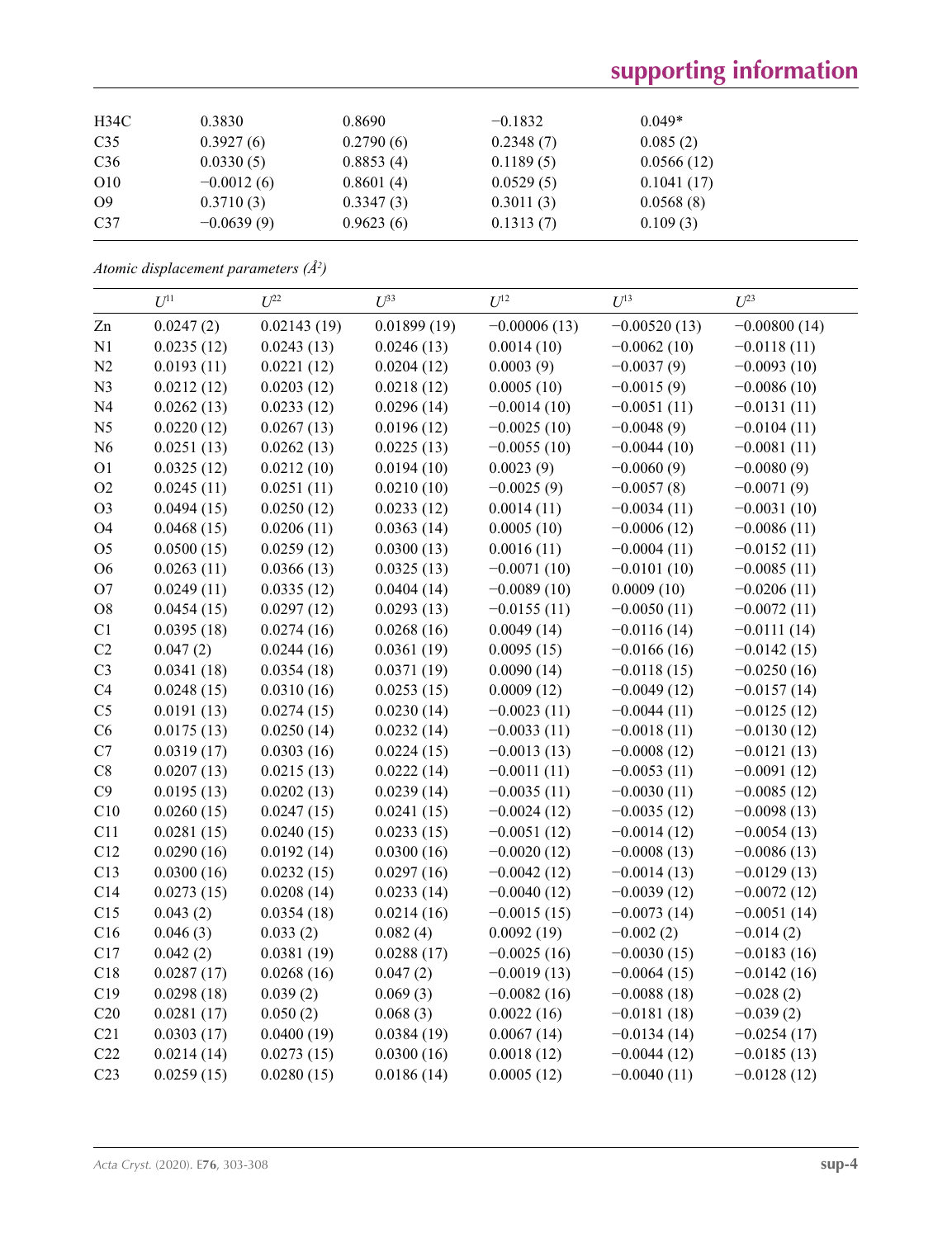| | | | | |
|---|---|---|---|---|
| H34C | 0.3830 | 0.8690 | −0.1832 | 0.049* |
| C35 | 0.3927 (6) | 0.2790 (6) | 0.2348 (7) | 0.085 (2) |
| C36 | 0.0330 (5) | 0.8853 (4) | 0.1189 (5) | 0.0566 (12) |
| O10 | −0.0012 (6) | 0.8601 (4) | 0.0529 (5) | 0.1041 (17) |
| O9 | 0.3710 (3) | 0.3347 (3) | 0.3011 (3) | 0.0568 (8) |
| C37 | −0.0639 (9) | 0.9623 (6) | 0.1313 (7) | 0.109 (3) |

*Atomic displacement parameters (Å²)*

| | $U^{11}$ | $U^{22}$ | $U^{33}$ | $U^{12}$ | $U^{13}$ | $U^{23}$ |
|---|---|---|---|---|---|---|
| Zn | 0.0247 (2) | 0.02143 (19) | 0.01899 (19) | −0.00006 (13) | −0.00520 (13) | −0.00800 (14) |
| N1 | 0.0235 (12) | 0.0243 (13) | 0.0246 (13) | 0.0014 (10) | −0.0062 (10) | −0.0118 (11) |
| N2 | 0.0193 (11) | 0.0221 (12) | 0.0204 (12) | 0.0003 (9) | −0.0037 (9) | −0.0093 (10) |
| N3 | 0.0212 (12) | 0.0203 (12) | 0.0218 (12) | 0.0005 (10) | −0.0015 (9) | −0.0086 (10) |
| N4 | 0.0262 (13) | 0.0233 (12) | 0.0296 (14) | −0.0014 (10) | −0.0051 (11) | −0.0131 (11) |
| N5 | 0.0220 (12) | 0.0267 (13) | 0.0196 (12) | −0.0025 (10) | −0.0048 (9) | −0.0104 (11) |
| N6 | 0.0251 (13) | 0.0262 (13) | 0.0225 (13) | −0.0055 (10) | −0.0044 (10) | −0.0081 (11) |
| O1 | 0.0325 (12) | 0.0212 (10) | 0.0194 (10) | 0.0023 (9) | −0.0060 (9) | −0.0080 (9) |
| O2 | 0.0245 (11) | 0.0251 (11) | 0.0210 (10) | −0.0025 (9) | −0.0057 (8) | −0.0071 (9) |
| O3 | 0.0494 (15) | 0.0250 (12) | 0.0233 (12) | 0.0014 (11) | −0.0034 (11) | −0.0031 (10) |
| O4 | 0.0468 (15) | 0.0206 (11) | 0.0363 (14) | 0.0005 (10) | −0.0006 (12) | −0.0086 (11) |
| O5 | 0.0500 (15) | 0.0259 (12) | 0.0300 (13) | 0.0016 (11) | −0.0004 (11) | −0.0152 (11) |
| O6 | 0.0263 (11) | 0.0366 (13) | 0.0325 (13) | −0.0071 (10) | −0.0101 (10) | −0.0085 (11) |
| O7 | 0.0249 (11) | 0.0335 (12) | 0.0404 (14) | −0.0089 (10) | 0.0009 (10) | −0.0206 (11) |
| O8 | 0.0454 (15) | 0.0297 (12) | 0.0293 (13) | −0.0155 (11) | −0.0050 (11) | −0.0072 (11) |
| C1 | 0.0395 (18) | 0.0274 (16) | 0.0268 (16) | 0.0049 (14) | −0.0116 (14) | −0.0111 (14) |
| C2 | 0.047 (2) | 0.0244 (16) | 0.0361 (19) | 0.0095 (15) | −0.0166 (16) | −0.0142 (15) |
| C3 | 0.0341 (18) | 0.0354 (18) | 0.0371 (19) | 0.0090 (14) | −0.0118 (15) | −0.0250 (16) |
| C4 | 0.0248 (15) | 0.0310 (16) | 0.0253 (15) | 0.0009 (12) | −0.0049 (12) | −0.0157 (14) |
| C5 | 0.0191 (13) | 0.0274 (15) | 0.0230 (14) | −0.0023 (11) | −0.0044 (11) | −0.0125 (12) |
| C6 | 0.0175 (13) | 0.0250 (14) | 0.0232 (14) | −0.0033 (11) | −0.0018 (11) | −0.0130 (12) |
| C7 | 0.0319 (17) | 0.0303 (16) | 0.0224 (15) | −0.0013 (13) | −0.0008 (12) | −0.0121 (13) |
| C8 | 0.0207 (13) | 0.0215 (13) | 0.0222 (14) | −0.0011 (11) | −0.0053 (11) | −0.0091 (12) |
| C9 | 0.0195 (13) | 0.0202 (13) | 0.0239 (14) | −0.0035 (11) | −0.0030 (11) | −0.0085 (12) |
| C10 | 0.0260 (15) | 0.0247 (15) | 0.0241 (15) | −0.0024 (12) | −0.0035 (12) | −0.0098 (13) |
| C11 | 0.0281 (15) | 0.0240 (15) | 0.0233 (15) | −0.0051 (12) | −0.0014 (12) | −0.0054 (13) |
| C12 | 0.0290 (16) | 0.0192 (14) | 0.0300 (16) | −0.0020 (12) | −0.0008 (13) | −0.0086 (13) |
| C13 | 0.0300 (16) | 0.0232 (15) | 0.0297 (16) | −0.0042 (12) | −0.0014 (13) | −0.0129 (13) |
| C14 | 0.0273 (15) | 0.0208 (14) | 0.0233 (14) | −0.0040 (12) | −0.0039 (12) | −0.0072 (12) |
| C15 | 0.043 (2) | 0.0354 (18) | 0.0214 (16) | −0.0015 (15) | −0.0073 (14) | −0.0051 (14) |
| C16 | 0.046 (3) | 0.033 (2) | 0.082 (4) | 0.0092 (19) | −0.002 (2) | −0.014 (2) |
| C17 | 0.042 (2) | 0.0381 (19) | 0.0288 (17) | −0.0025 (16) | −0.0030 (15) | −0.0183 (16) |
| C18 | 0.0287 (17) | 0.0268 (16) | 0.047 (2) | −0.0019 (13) | −0.0064 (15) | −0.0142 (16) |
| C19 | 0.0298 (18) | 0.039 (2) | 0.069 (3) | −0.0082 (16) | −0.0088 (18) | −0.028 (2) |
| C20 | 0.0281 (17) | 0.050 (2) | 0.068 (3) | 0.0022 (16) | −0.0181 (18) | −0.039 (2) |
| C21 | 0.0303 (17) | 0.0400 (19) | 0.0384 (19) | 0.0067 (14) | −0.0134 (14) | −0.0254 (17) |
| C22 | 0.0214 (14) | 0.0273 (15) | 0.0300 (16) | 0.0018 (12) | −0.0044 (12) | −0.0185 (13) |
| C23 | 0.0259 (15) | 0.0280 (15) | 0.0186 (14) | 0.0005 (12) | −0.0040 (11) | −0.0128 (12) |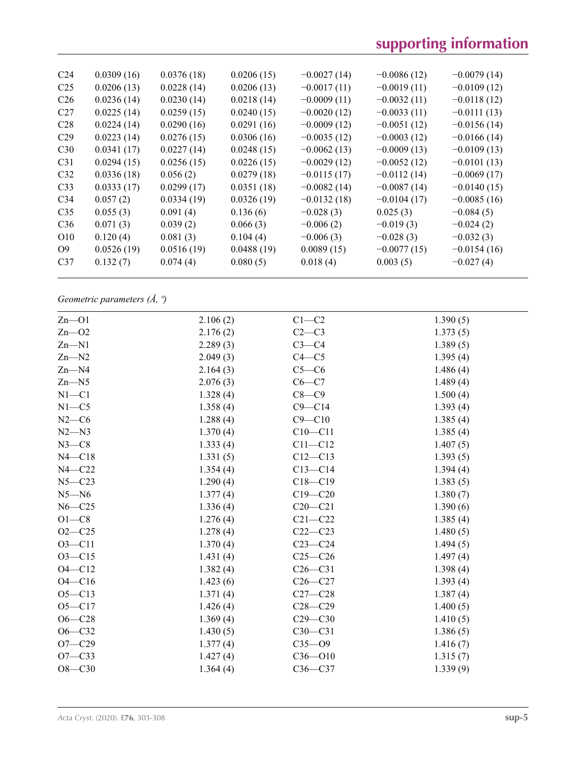| | | | | | | |
|---|---|---|---|---|---|---|
| C24 | 0.0309 (16) | 0.0376 (18) | 0.0206 (15) | −0.0027 (14) | −0.0086 (12) | −0.0079 (14) |
| C25 | 0.0206 (13) | 0.0228 (14) | 0.0206 (13) | −0.0017 (11) | −0.0019 (11) | −0.0109 (12) |
| C26 | 0.0236 (14) | 0.0230 (14) | 0.0218 (14) | −0.0009 (11) | −0.0032 (11) | −0.0118 (12) |
| C27 | 0.0225 (14) | 0.0259 (15) | 0.0240 (15) | −0.0020 (12) | −0.0033 (11) | −0.0111 (13) |
| C28 | 0.0224 (14) | 0.0290 (16) | 0.0291 (16) | −0.0009 (12) | −0.0051 (12) | −0.0156 (14) |
| C29 | 0.0223 (14) | 0.0276 (15) | 0.0306 (16) | −0.0035 (12) | −0.0003 (12) | −0.0166 (14) |
| C30 | 0.0341 (17) | 0.0227 (14) | 0.0248 (15) | −0.0062 (13) | −0.0009 (13) | −0.0109 (13) |
| C31 | 0.0294 (15) | 0.0256 (15) | 0.0226 (15) | −0.0029 (12) | −0.0052 (12) | −0.0101 (13) |
| C32 | 0.0336 (18) | 0.056 (2) | 0.0279 (18) | −0.0115 (17) | −0.0112 (14) | −0.0069 (17) |
| C33 | 0.0333 (17) | 0.0299 (17) | 0.0351 (18) | −0.0082 (14) | −0.0087 (14) | −0.0140 (15) |
| C34 | 0.057 (2) | 0.0334 (19) | 0.0326 (19) | −0.0132 (18) | −0.0104 (17) | −0.0085 (16) |
| C35 | 0.055 (3) | 0.091 (4) | 0.136 (6) | −0.028 (3) | 0.025 (3) | −0.084 (5) |
| C36 | 0.071 (3) | 0.039 (2) | 0.066 (3) | −0.006 (2) | −0.019 (3) | −0.024 (2) |
| O10 | 0.120 (4) | 0.081 (3) | 0.104 (4) | −0.006 (3) | −0.028 (3) | −0.032 (3) |
| O9 | 0.0526 (19) | 0.0516 (19) | 0.0488 (19) | 0.0089 (15) | −0.0077 (15) | −0.0154 (16) |
| C37 | 0.132 (7) | 0.074 (4) | 0.080 (5) | 0.018 (4) | 0.003 (5) | −0.027 (4) |

*Geometric parameters (Å, º)*

| | | | |
|---|---|---|---|
| Zn—O1 | 2.106 (2) | C1—C2 | 1.390 (5) |
| Zn—O2 | 2.176 (2) | C2—C3 | 1.373 (5) |
| Zn—N1 | 2.289 (3) | C3—C4 | 1.389 (5) |
| Zn—N2 | 2.049 (3) | C4—C5 | 1.395 (4) |
| Zn—N4 | 2.164 (3) | C5—C6 | 1.486 (4) |
| Zn—N5 | 2.076 (3) | C6—C7 | 1.489 (4) |
| N1—C1 | 1.328 (4) | C8—C9 | 1.500 (4) |
| N1—C5 | 1.358 (4) | C9—C14 | 1.393 (4) |
| N2—C6 | 1.288 (4) | C9—C10 | 1.385 (4) |
| N2—N3 | 1.370 (4) | C10—C11 | 1.385 (4) |
| N3—C8 | 1.333 (4) | C11—C12 | 1.407 (5) |
| N4—C18 | 1.331 (5) | C12—C13 | 1.393 (5) |
| N4—C22 | 1.354 (4) | C13—C14 | 1.394 (4) |
| N5—C23 | 1.290 (4) | C18—C19 | 1.383 (5) |
| N5—N6 | 1.377 (4) | C19—C20 | 1.380 (7) |
| N6—C25 | 1.336 (4) | C20—C21 | 1.390 (6) |
| O1—C8 | 1.276 (4) | C21—C22 | 1.385 (4) |
| O2—C25 | 1.278 (4) | C22—C23 | 1.480 (5) |
| O3—C11 | 1.370 (4) | C23—C24 | 1.494 (5) |
| O3—C15 | 1.431 (4) | C25—C26 | 1.497 (4) |
| O4—C12 | 1.382 (4) | C26—C31 | 1.398 (4) |
| O4—C16 | 1.423 (6) | C26—C27 | 1.393 (4) |
| O5—C13 | 1.371 (4) | C27—C28 | 1.387 (4) |
| O5—C17 | 1.426 (4) | C28—C29 | 1.400 (5) |
| O6—C28 | 1.369 (4) | C29—C30 | 1.410 (5) |
| O6—C32 | 1.430 (5) | C30—C31 | 1.386 (5) |
| O7—C29 | 1.377 (4) | C35—O9 | 1.416 (7) |
| O7—C33 | 1.427 (4) | C36—O10 | 1.315 (7) |
| O8—C30 | 1.364 (4) | C36—C37 | 1.339 (9) |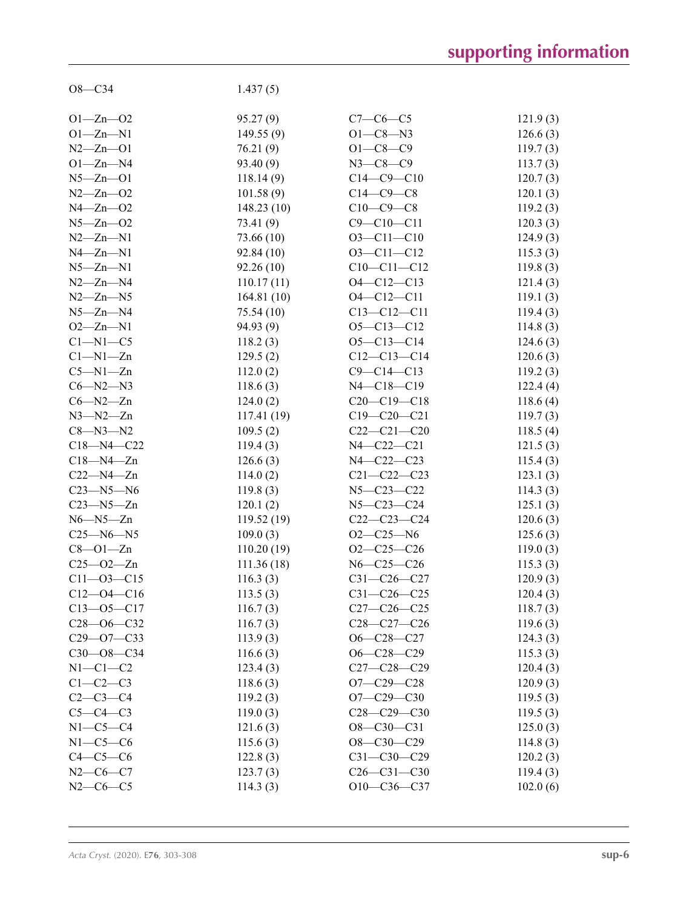| | | | |
|---|---|---|---|
| O8—C34 | 1.437 (5) | | |
| | | | |
| O1—Zn—O2 | 95.27 (9) | C7—C6—C5 | 121.9 (3) |
| O1—Zn—N1 | 149.55 (9) | O1—C8—N3 | 126.6 (3) |
| N2—Zn—O1 | 76.21 (9) | O1—C8—C9 | 119.7 (3) |
| O1—Zn—N4 | 93.40 (9) | N3—C8—C9 | 113.7 (3) |
| N5—Zn—O1 | 118.14 (9) | C14—C9—C10 | 120.7 (3) |
| N2—Zn—O2 | 101.58 (9) | C14—C9—C8 | 120.1 (3) |
| N4—Zn—O2 | 148.23 (10) | C10—C9—C8 | 119.2 (3) |
| N5—Zn—O2 | 73.41 (9) | C9—C10—C11 | 120.3 (3) |
| N2—Zn—N1 | 73.66 (10) | O3—C11—C10 | 124.9 (3) |
| N4—Zn—N1 | 92.84 (10) | O3—C11—C12 | 115.3 (3) |
| N5—Zn—N1 | 92.26 (10) | C10—C11—C12 | 119.8 (3) |
| N2—Zn—N4 | 110.17 (11) | O4—C12—C13 | 121.4 (3) |
| N2—Zn—N5 | 164.81 (10) | O4—C12—C11 | 119.1 (3) |
| N5—Zn—N4 | 75.54 (10) | C13—C12—C11 | 119.4 (3) |
| O2—Zn—N1 | 94.93 (9) | O5—C13—C12 | 114.8 (3) |
| C1—N1—C5 | 118.2 (3) | O5—C13—C14 | 124.6 (3) |
| C1—N1—Zn | 129.5 (2) | C12—C13—C14 | 120.6 (3) |
| C5—N1—Zn | 112.0 (2) | C9—C14—C13 | 119.2 (3) |
| C6—N2—N3 | 118.6 (3) | N4—C18—C19 | 122.4 (4) |
| C6—N2—Zn | 124.0 (2) | C20—C19—C18 | 118.6 (4) |
| N3—N2—Zn | 117.41 (19) | C19—C20—C21 | 119.7 (3) |
| C8—N3—N2 | 109.5 (2) | C22—C21—C20 | 118.5 (4) |
| C18—N4—C22 | 119.4 (3) | N4—C22—C21 | 121.5 (3) |
| C18—N4—Zn | 126.6 (3) | N4—C22—C23 | 115.4 (3) |
| C22—N4—Zn | 114.0 (2) | C21—C22—C23 | 123.1 (3) |
| C23—N5—N6 | 119.8 (3) | N5—C23—C22 | 114.3 (3) |
| C23—N5—Zn | 120.1 (2) | N5—C23—C24 | 125.1 (3) |
| N6—N5—Zn | 119.52 (19) | C22—C23—C24 | 120.6 (3) |
| C25—N6—N5 | 109.0 (3) | O2—C25—N6 | 125.6 (3) |
| C8—O1—Zn | 110.20 (19) | O2—C25—C26 | 119.0 (3) |
| C25—O2—Zn | 111.36 (18) | N6—C25—C26 | 115.3 (3) |
| C11—O3—C15 | 116.3 (3) | C31—C26—C27 | 120.9 (3) |
| C12—O4—C16 | 113.5 (3) | C31—C26—C25 | 120.4 (3) |
| C13—O5—C17 | 116.7 (3) | C27—C26—C25 | 118.7 (3) |
| C28—O6—C32 | 116.7 (3) | C28—C27—C26 | 119.6 (3) |
| C29—O7—C33 | 113.9 (3) | O6—C28—C27 | 124.3 (3) |
| C30—O8—C34 | 116.6 (3) | O6—C28—C29 | 115.3 (3) |
| N1—C1—C2 | 123.4 (3) | C27—C28—C29 | 120.4 (3) |
| C1—C2—C3 | 118.6 (3) | O7—C29—C28 | 120.9 (3) |
| C2—C3—C4 | 119.2 (3) | O7—C29—C30 | 119.5 (3) |
| C5—C4—C3 | 119.0 (3) | C28—C29—C30 | 119.5 (3) |
| N1—C5—C4 | 121.6 (3) | O8—C30—C31 | 125.0 (3) |
| N1—C5—C6 | 115.6 (3) | O8—C30—C29 | 114.8 (3) |
| C4—C5—C6 | 122.8 (3) | C31—C30—C29 | 120.2 (3) |
| N2—C6—C7 | 123.7 (3) | C26—C31—C30 | 119.4 (3) |
| N2—C6—C5 | 114.3 (3) | O10—C36—C37 | 102.0 (6) |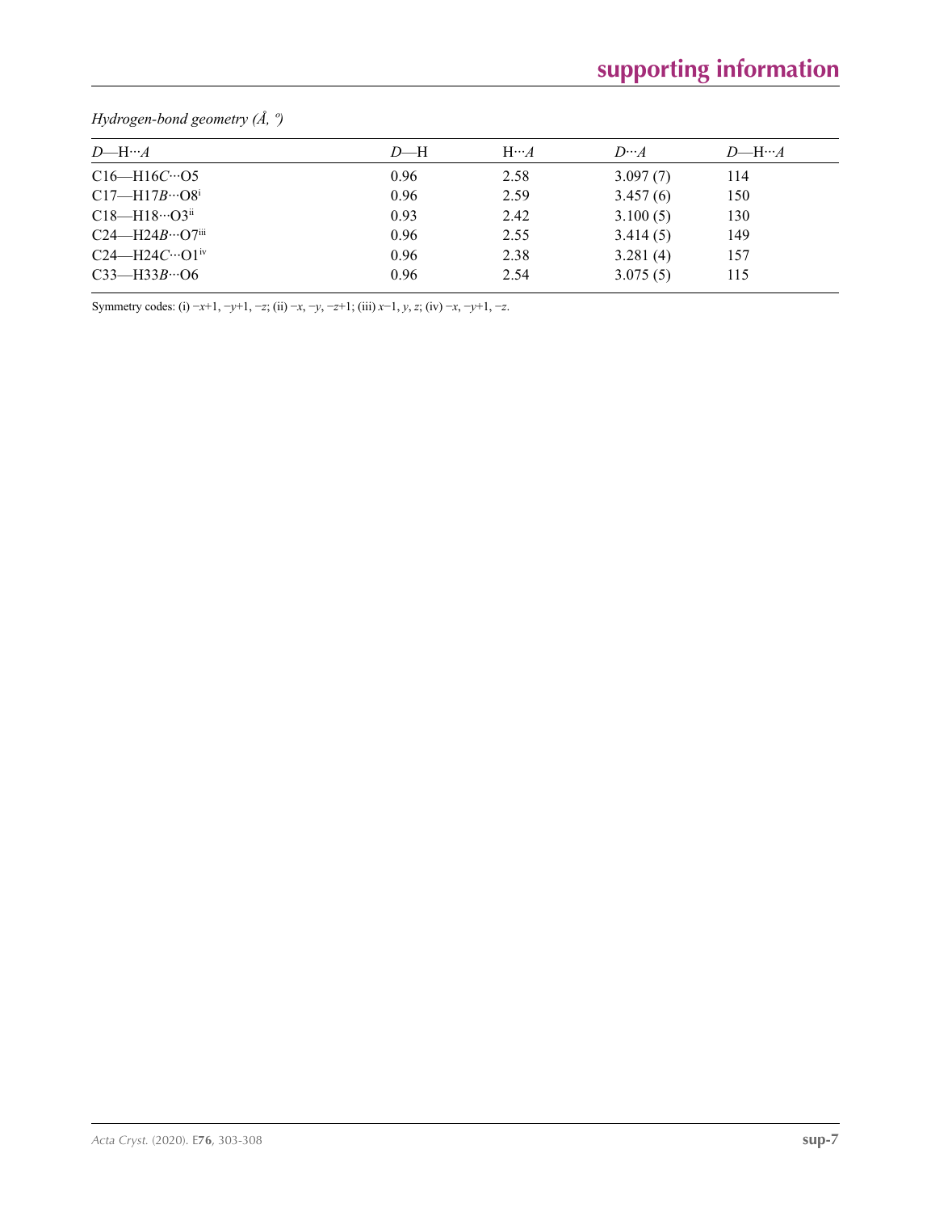*Hydrogen-bond geometry (Å, º)*

| *D*—H···*A* | *D*—H | H···*A* | *D*···*A* | *D*—H···*A* |
|---|---|---|---|---|
| C16—H16*C*···O5 | 0.96 | 2.58 | 3.097 (7) | 114 |
| C17—H17*B*···O8$^{i}$ | 0.96 | 2.59 | 3.457 (6) | 150 |
| C18—H18···O3$^{ii}$ | 0.93 | 2.42 | 3.100 (5) | 130 |
| C24—H24*B*···O7$^{iii}$ | 0.96 | 2.55 | 3.414 (5) | 149 |
| C24—H24*C*···O1$^{iv}$ | 0.96 | 2.38 | 3.281 (4) | 157 |
| C33—H33*B*···O6 | 0.96 | 2.54 | 3.075 (5) | 115 |

Symmetry codes: (i) −*x*+1, −*y*+1, −*z*; (ii) −*x*, −*y*, −*z*+1; (iii) *x*−1, *y*, *z*; (iv) −*x*, −*y*+1, −*z*.